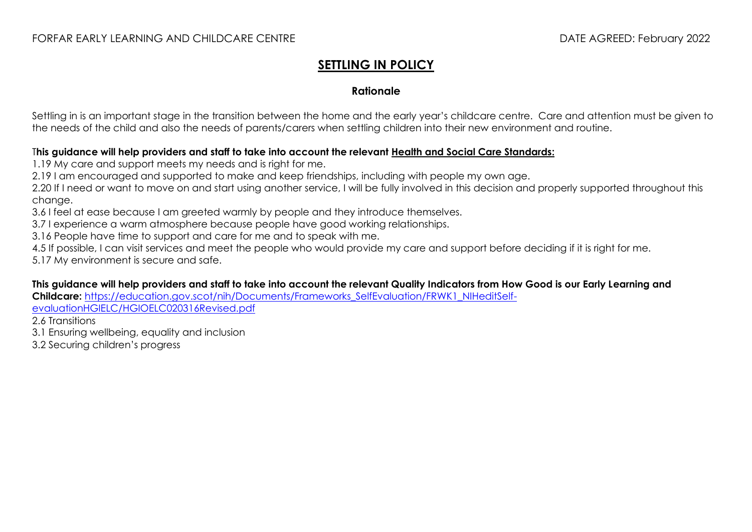FORFAR EARLY LEARNING AND CHILDCARE CENTRE DATE AGREED: February 2022

# SETTLING IN POLICY

## Rationale

Settling in is an important stage in the transition between the home and the early year's childcare centre. Care and attention must be given to the needs of the child and also the needs of parents/carers when settling children into their new environment and routine.

**This guidance will help providers and staff to take into account the relevant Health and Social Care Standards:**

1.19 My care and support meets my needs and is right for me.
2.19 I am encouraged and supported to make and keep friendships, including with people my own age.
2.20 If I need or want to move on and start using another service, I will be fully involved in this decision and properly supported throughout this change.
3.6 I feel at ease because I am greeted warmly by people and they introduce themselves.
3.7 I experience a warm atmosphere because people have good working relationships.
3.16 People have time to support and care for me and to speak with me.
4.5 If possible, I can visit services and meet the people who would provide my care and support before deciding if it is right for me.
5.17 My environment is secure and safe.

**This guidance will help providers and staff to take into account the relevant Quality Indicators from How Good is our Early Learning and Childcare:** [https://education.gov.scot/nih/Documents/Frameworks_SelfEvaluation/FRWK1_NIHeditSelf-evaluationHGIELC/HGIOELC020316Revised.pdf](https://education.gov.scot/nih/Documents/Frameworks_SelfEvaluation/FRWK1_NIHeditSelf-evaluationHGIELC/HGIOELC020316Revised.pdf)

2.6 Transitions
3.1 Ensuring wellbeing, equality and inclusion
3.2 Securing children's progress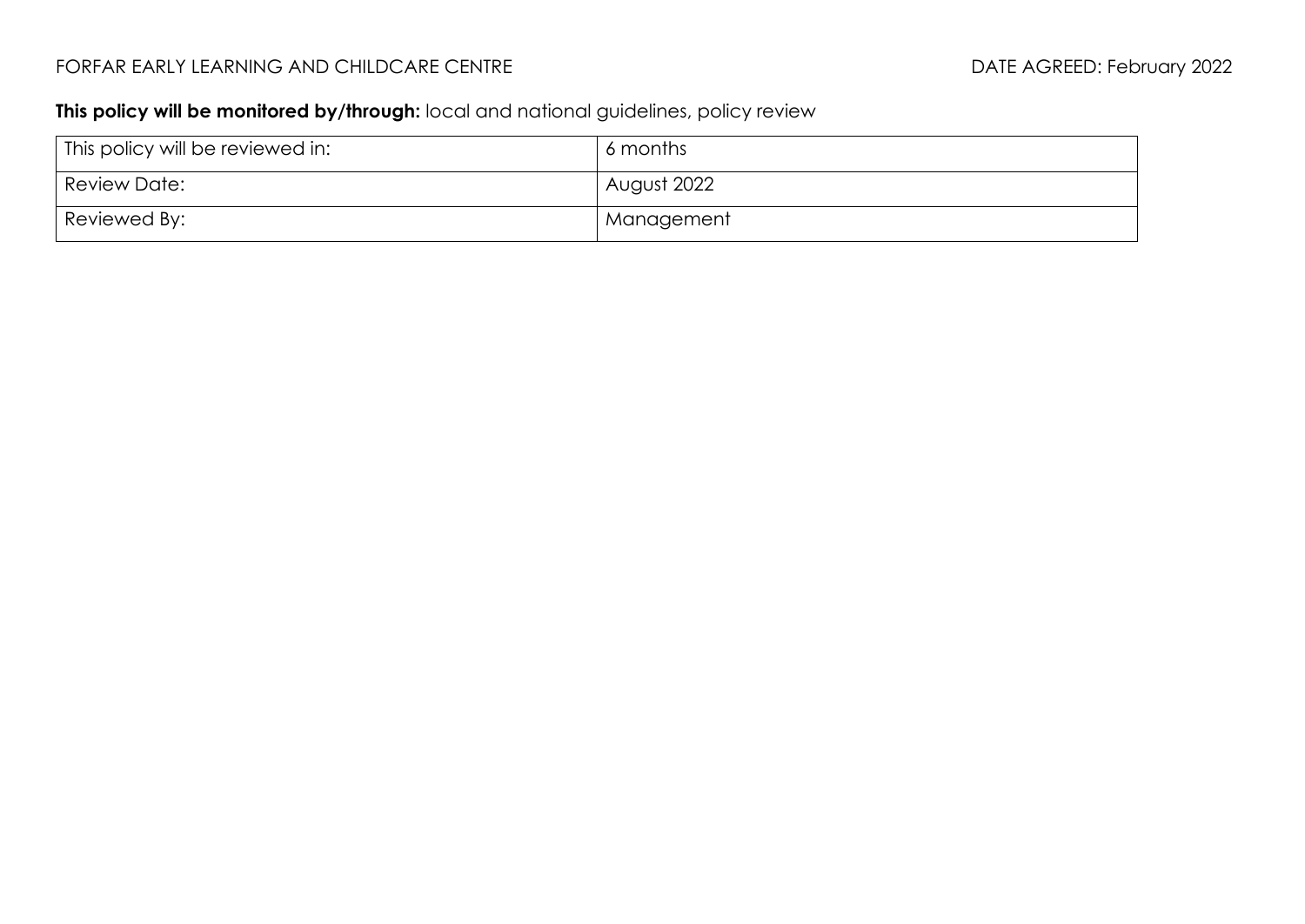FORFAR EARLY LEARNING AND CHILDCARE CENTRE DATE AGREED: February 2022

**This policy will be monitored by/through:** local and national guidelines, policy review

| This policy will be reviewed in: | 6 months |
|---|---|
| Review Date: | August 2022 |
| Reviewed By: | Management |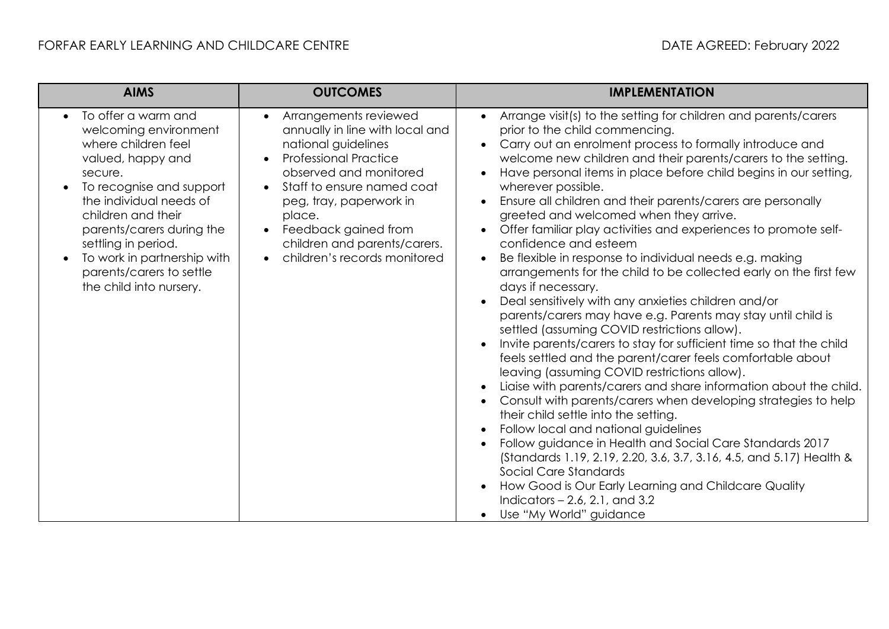| AIMS | OUTCOMES | IMPLEMENTATION |
| --- | --- | --- |
| • To offer a warm and welcoming environment where children feel valued, happy and secure.<br>• To recognise and support the individual needs of children and their parents/carers during the settling in period.<br>• To work in partnership with parents/carers to settle the child into nursery. | • Arrangements reviewed annually in line with local and national guidelines<br>• Professional Practice observed and monitored<br>• Staff to ensure named coat peg, tray, paperwork in place.<br>• Feedback gained from children and parents/carers.<br>• children's records monitored | • Arrange visit(s) to the setting for children and parents/carers prior to the child commencing.<br>• Carry out an enrolment process to formally introduce and welcome new children and their parents/carers to the setting.<br>• Have personal items in place before child begins in our setting, wherever possible.<br>• Ensure all children and their parents/carers are personally greeted and welcomed when they arrive.<br>• Offer familiar play activities and experiences to promote self-confidence and esteem<br>• Be flexible in response to individual needs e.g. making arrangements for the child to be collected early on the first few days if necessary.<br>• Deal sensitively with any anxieties children and/or parents/carers may have e.g. Parents may stay until child is settled (assuming COVID restrictions allow).<br>• Invite parents/carers to stay for sufficient time so that the child feels settled and the parent/carer feels comfortable about leaving (assuming COVID restrictions allow).<br>• Liaise with parents/carers and share information about the child.<br>• Consult with parents/carers when developing strategies to help their child settle into the setting.<br>• Follow local and national guidelines<br>• Follow guidance in Health and Social Care Standards 2017 (Standards 1.19, 2.19, 2.20, 3.6, 3.7, 3.16, 4.5, and 5.17) Health & Social Care Standards<br>• How Good is Our Early Learning and Childcare Quality Indicators – 2.6, 2.1, and 3.2<br>• Use "My World" guidance |